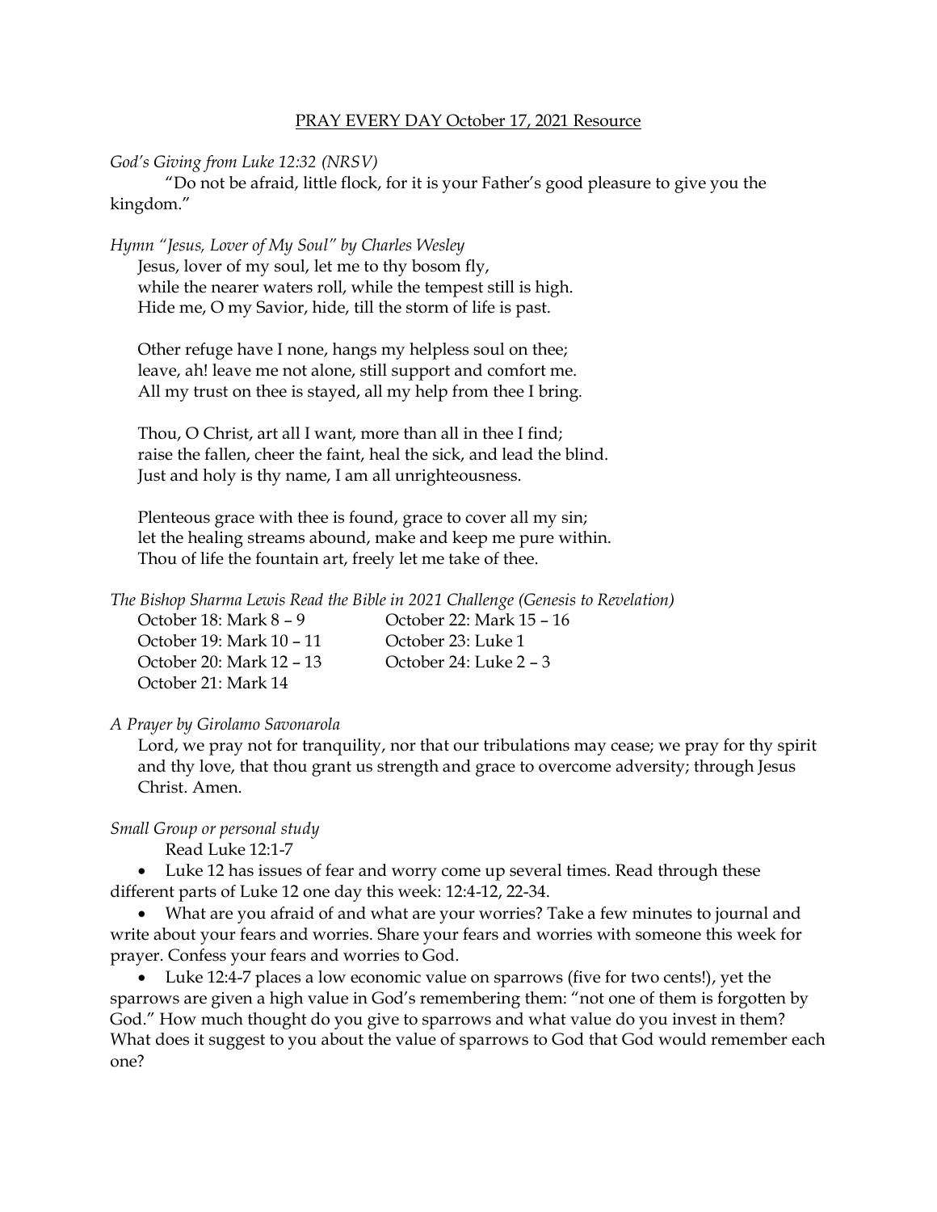PRAY EVERY DAY October 17, 2021 Resource

*God's Giving from Luke 12:32 (NRSV)*

"Do not be afraid, little flock, for it is your Father's good pleasure to give you the kingdom."

*Hymn "Jesus, Lover of My Soul" by Charles Wesley*

Jesus, lover of my soul, let me to thy bosom fly,
while the nearer waters roll, while the tempest still is high.
Hide me, O my Savior, hide, till the storm of life is past.

Other refuge have I none, hangs my helpless soul on thee;
leave, ah! leave me not alone, still support and comfort me.
All my trust on thee is stayed, all my help from thee I bring.

Thou, O Christ, art all I want, more than all in thee I find;
raise the fallen, cheer the faint, heal the sick, and lead the blind.
Just and holy is thy name, I am all unrighteousness.

Plenteous grace with thee is found, grace to cover all my sin;
let the healing streams abound, make and keep me pure within.
Thou of life the fountain art, freely let me take of thee.

*The Bishop Sharma Lewis Read the Bible in 2021 Challenge (Genesis to Revelation)*

October 18: Mark 8 – 9
October 19: Mark 10 – 11
October 20: Mark 12 – 13
October 21: Mark 14
October 22: Mark 15 – 16
October 23: Luke 1
October 24: Luke 2 – 3

*A Prayer by Girolamo Savonarola*

Lord, we pray not for tranquility, nor that our tribulations may cease; we pray for thy spirit and thy love, that thou grant us strength and grace to overcome adversity; through Jesus Christ. Amen.

*Small Group or personal study*

Read Luke 12:1-7

- Luke 12 has issues of fear and worry come up several times. Read through these different parts of Luke 12 one day this week: 12:4-12, 22-34.
- What are you afraid of and what are your worries? Take a few minutes to journal and write about your fears and worries. Share your fears and worries with someone this week for prayer. Confess your fears and worries to God.
- Luke 12:4-7 places a low economic value on sparrows (five for two cents!), yet the sparrows are given a high value in God's remembering them: "not one of them is forgotten by God." How much thought do you give to sparrows and what value do you invest in them? What does it suggest to you about the value of sparrows to God that God would remember each one?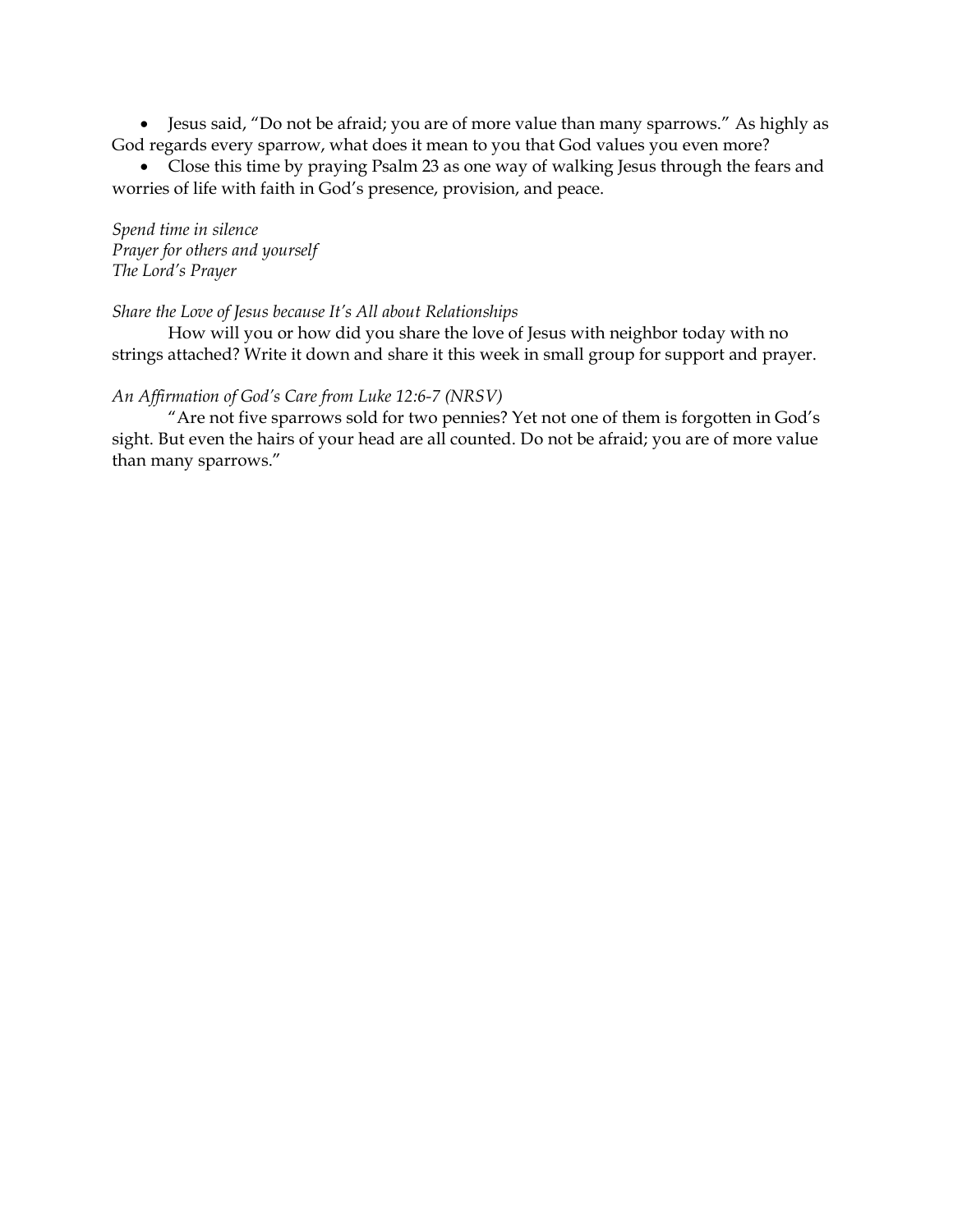- Jesus said, "Do not be afraid; you are of more value than many sparrows." As highly as God regards every sparrow, what does it mean to you that God values you even more?
- Close this time by praying Psalm 23 as one way of walking Jesus through the fears and worries of life with faith in God's presence, provision, and peace.

*Spend time in silence*
*Prayer for others and yourself*
*The Lord's Prayer*

*Share the Love of Jesus because It's All about Relationships*

How will you or how did you share the love of Jesus with neighbor today with no strings attached? Write it down and share it this week in small group for support and prayer.

*An Affirmation of God's Care from Luke 12:6-7 (NRSV)*

"Are not five sparrows sold for two pennies? Yet not one of them is forgotten in God's sight. But even the hairs of your head are all counted. Do not be afraid; you are of more value than many sparrows."